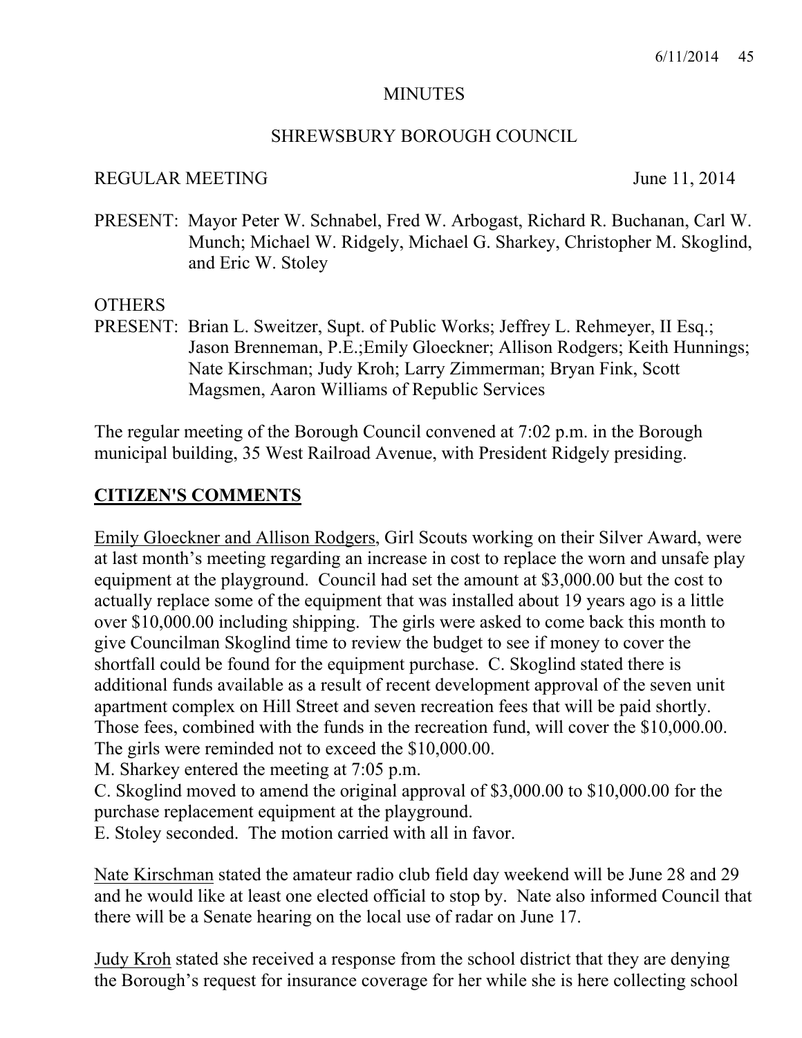MINUTES

SHREWSBURY BOROUGH COUNCIL

REGULAR MEETING June 11, 2014

PRESENT: Mayor Peter W. Schnabel, Fred W. Arbogast, Richard R. Buchanan, Carl W. Munch; Michael W. Ridgely, Michael G. Sharkey, Christopher M. Skoglind, and Eric W. Stoley

OTHERS
PRESENT: Brian L. Sweitzer, Supt. of Public Works; Jeffrey L. Rehmeyer, II Esq.; Jason Brenneman, P.E.;Emily Gloeckner; Allison Rodgers; Keith Hunnings; Nate Kirschman; Judy Kroh; Larry Zimmerman; Bryan Fink, Scott Magsmen, Aaron Williams of Republic Services

The regular meeting of the Borough Council convened at 7:02 p.m. in the Borough municipal building, 35 West Railroad Avenue, with President Ridgely presiding.

## CITIZEN'S COMMENTS

Emily Gloeckner and Allison Rodgers, Girl Scouts working on their Silver Award, were at last month's meeting regarding an increase in cost to replace the worn and unsafe play equipment at the playground. Council had set the amount at $3,000.00 but the cost to actually replace some of the equipment that was installed about 19 years ago is a little over $10,000.00 including shipping. The girls were asked to come back this month to give Councilman Skoglind time to review the budget to see if money to cover the shortfall could be found for the equipment purchase. C. Skoglind stated there is additional funds available as a result of recent development approval of the seven unit apartment complex on Hill Street and seven recreation fees that will be paid shortly. Those fees, combined with the funds in the recreation fund, will cover the $10,000.00. The girls were reminded not to exceed the $10,000.00.
M. Sharkey entered the meeting at 7:05 p.m.
C. Skoglind moved to amend the original approval of $3,000.00 to $10,000.00 for the purchase replacement equipment at the playground.
E. Stoley seconded. The motion carried with all in favor.

Nate Kirschman stated the amateur radio club field day weekend will be June 28 and 29 and he would like at least one elected official to stop by. Nate also informed Council that there will be a Senate hearing on the local use of radar on June 17.

Judy Kroh stated she received a response from the school district that they are denying the Borough's request for insurance coverage for her while she is here collecting school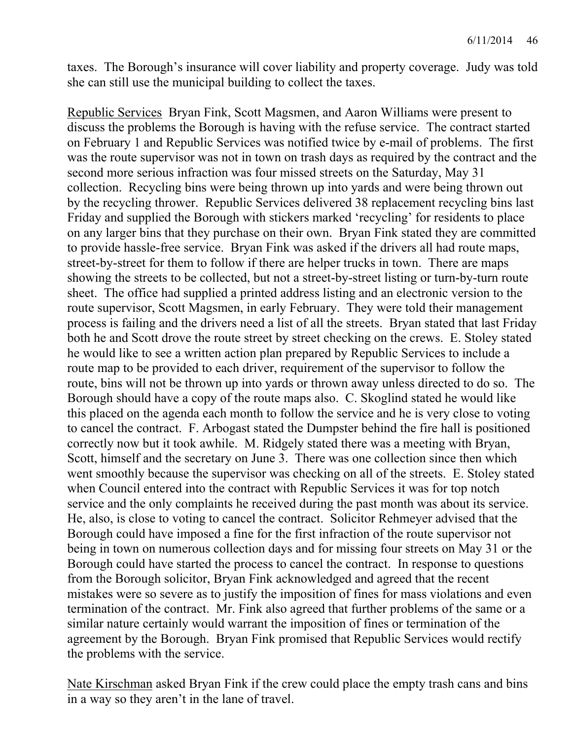taxes. The Borough's insurance will cover liability and property coverage. Judy was told she can still use the municipal building to collect the taxes.

Republic Services Bryan Fink, Scott Magsmen, and Aaron Williams were present to discuss the problems the Borough is having with the refuse service. The contract started on February 1 and Republic Services was notified twice by e-mail of problems. The first was the route supervisor was not in town on trash days as required by the contract and the second more serious infraction was four missed streets on the Saturday, May 31 collection. Recycling bins were being thrown up into yards and were being thrown out by the recycling thrower. Republic Services delivered 38 replacement recycling bins last Friday and supplied the Borough with stickers marked 'recycling' for residents to place on any larger bins that they purchase on their own. Bryan Fink stated they are committed to provide hassle-free service. Bryan Fink was asked if the drivers all had route maps, street-by-street for them to follow if there are helper trucks in town. There are maps showing the streets to be collected, but not a street-by-street listing or turn-by-turn route sheet. The office had supplied a printed address listing and an electronic version to the route supervisor, Scott Magsmen, in early February. They were told their management process is failing and the drivers need a list of all the streets. Bryan stated that last Friday both he and Scott drove the route street by street checking on the crews. E. Stoley stated he would like to see a written action plan prepared by Republic Services to include a route map to be provided to each driver, requirement of the supervisor to follow the route, bins will not be thrown up into yards or thrown away unless directed to do so. The Borough should have a copy of the route maps also. C. Skoglind stated he would like this placed on the agenda each month to follow the service and he is very close to voting to cancel the contract. F. Arbogast stated the Dumpster behind the fire hall is positioned correctly now but it took awhile. M. Ridgely stated there was a meeting with Bryan, Scott, himself and the secretary on June 3. There was one collection since then which went smoothly because the supervisor was checking on all of the streets. E. Stoley stated when Council entered into the contract with Republic Services it was for top notch service and the only complaints he received during the past month was about its service. He, also, is close to voting to cancel the contract. Solicitor Rehmeyer advised that the Borough could have imposed a fine for the first infraction of the route supervisor not being in town on numerous collection days and for missing four streets on May 31 or the Borough could have started the process to cancel the contract. In response to questions from the Borough solicitor, Bryan Fink acknowledged and agreed that the recent mistakes were so severe as to justify the imposition of fines for mass violations and even termination of the contract. Mr. Fink also agreed that further problems of the same or a similar nature certainly would warrant the imposition of fines or termination of the agreement by the Borough. Bryan Fink promised that Republic Services would rectify the problems with the service.

Nate Kirschman asked Bryan Fink if the crew could place the empty trash cans and bins in a way so they aren't in the lane of travel.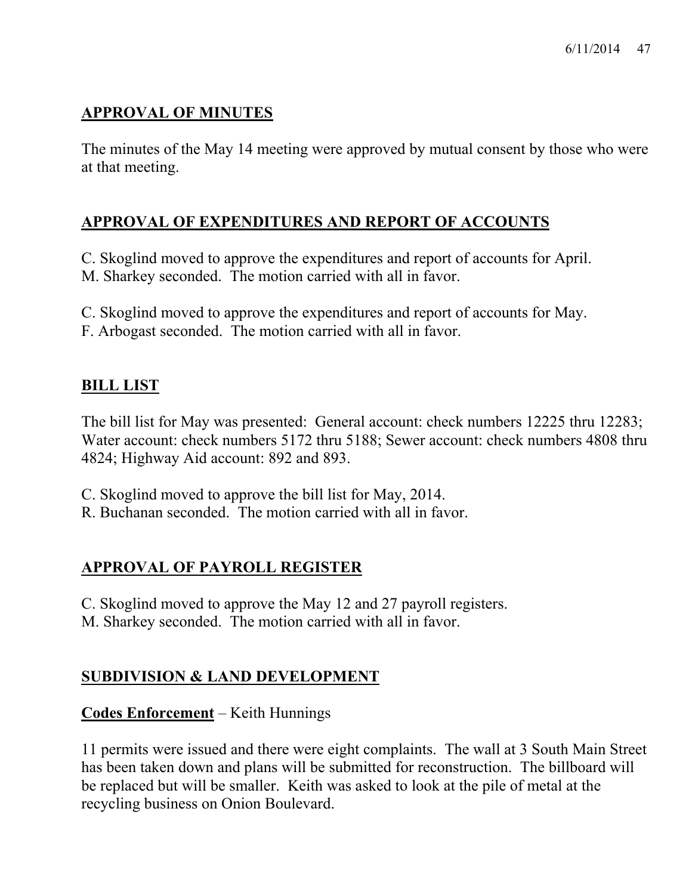## APPROVAL OF MINUTES

The minutes of the May 14 meeting were approved by mutual consent by those who were at that meeting.

## APPROVAL OF EXPENDITURES AND REPORT OF ACCOUNTS

C. Skoglind moved to approve the expenditures and report of accounts for April.
M. Sharkey seconded. The motion carried with all in favor.

C. Skoglind moved to approve the expenditures and report of accounts for May.
F. Arbogast seconded. The motion carried with all in favor.

## BILL LIST

The bill list for May was presented: General account: check numbers 12225 thru 12283; Water account: check numbers 5172 thru 5188; Sewer account: check numbers 4808 thru 4824; Highway Aid account: 892 and 893.

C. Skoglind moved to approve the bill list for May, 2014.
R. Buchanan seconded. The motion carried with all in favor.

## APPROVAL OF PAYROLL REGISTER

C. Skoglind moved to approve the May 12 and 27 payroll registers.
M. Sharkey seconded. The motion carried with all in favor.

## SUBDIVISION & LAND DEVELOPMENT

**Codes Enforcement** – Keith Hunnings

11 permits were issued and there were eight complaints. The wall at 3 South Main Street has been taken down and plans will be submitted for reconstruction. The billboard will be replaced but will be smaller. Keith was asked to look at the pile of metal at the recycling business on Onion Boulevard.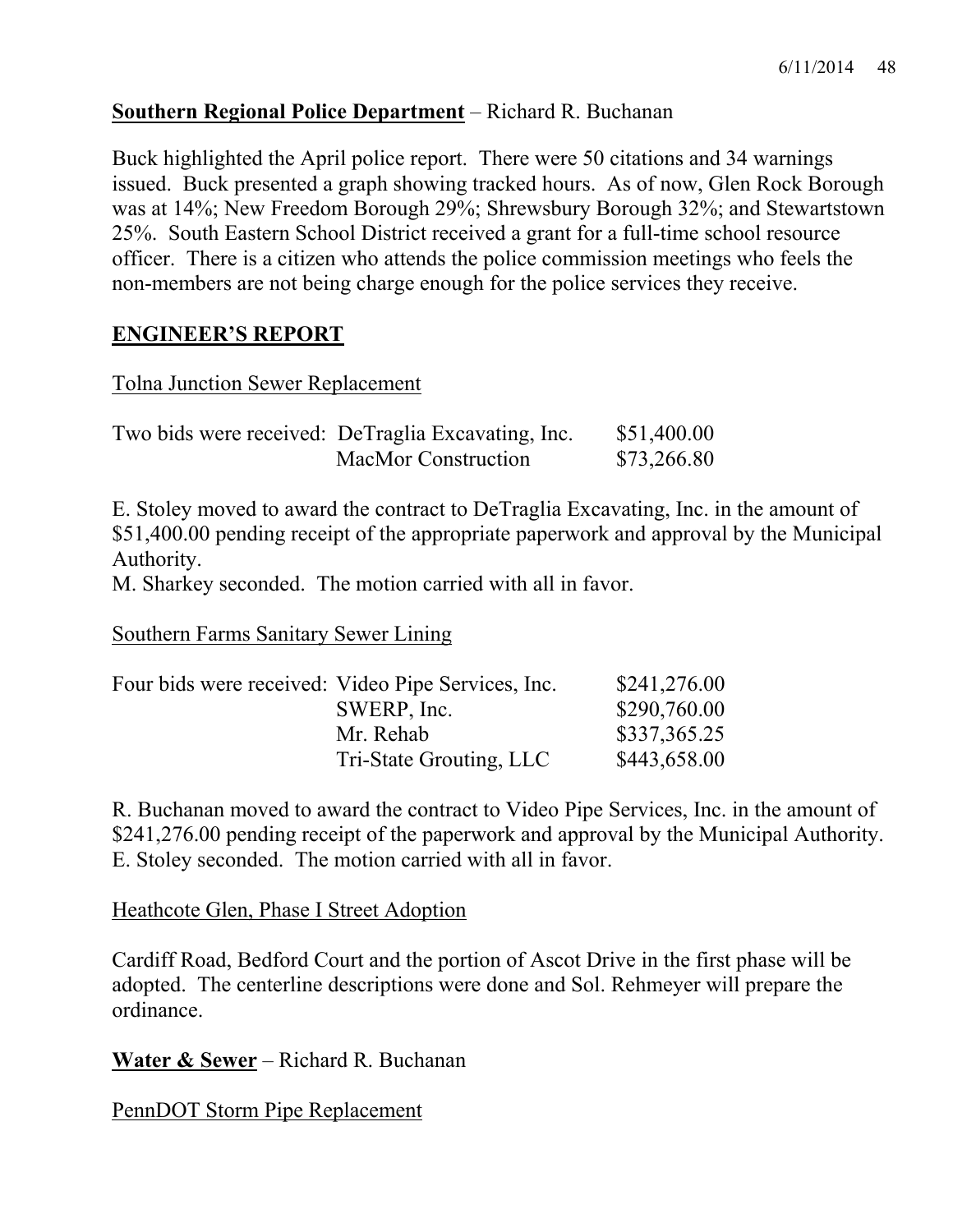**Southern Regional Police Department** – Richard R. Buchanan

Buck highlighted the April police report. There were 50 citations and 34 warnings issued. Buck presented a graph showing tracked hours. As of now, Glen Rock Borough was at 14%; New Freedom Borough 29%; Shrewsbury Borough 32%; and Stewartstown 25%. South Eastern School District received a grant for a full-time school resource officer. There is a citizen who attends the police commission meetings who feels the non-members are not being charge enough for the police services they receive.

**ENGINEER'S REPORT**

Tolna Junction Sewer Replacement

| Two bids were received: | DeTraglia Excavating, Inc. | \$51,400.00 |
|---|---|---|
| | MacMor Construction | \$73,266.80 |

E. Stoley moved to award the contract to DeTraglia Excavating, Inc. in the amount of \$51,400.00 pending receipt of the appropriate paperwork and approval by the Municipal Authority.
M. Sharkey seconded. The motion carried with all in favor.

Southern Farms Sanitary Sewer Lining

| Four bids were received: | Video Pipe Services, Inc. | \$241,276.00 |
|---|---|---|
| | SWERP, Inc. | \$290,760.00 |
| | Mr. Rehab | \$337,365.25 |
| | Tri-State Grouting, LLC | \$443,658.00 |

R. Buchanan moved to award the contract to Video Pipe Services, Inc. in the amount of \$241,276.00 pending receipt of the paperwork and approval by the Municipal Authority.
E. Stoley seconded. The motion carried with all in favor.

Heathcote Glen, Phase I Street Adoption

Cardiff Road, Bedford Court and the portion of Ascot Drive in the first phase will be adopted. The centerline descriptions were done and Sol. Rehmeyer will prepare the ordinance.

**Water & Sewer** – Richard R. Buchanan

PennDOT Storm Pipe Replacement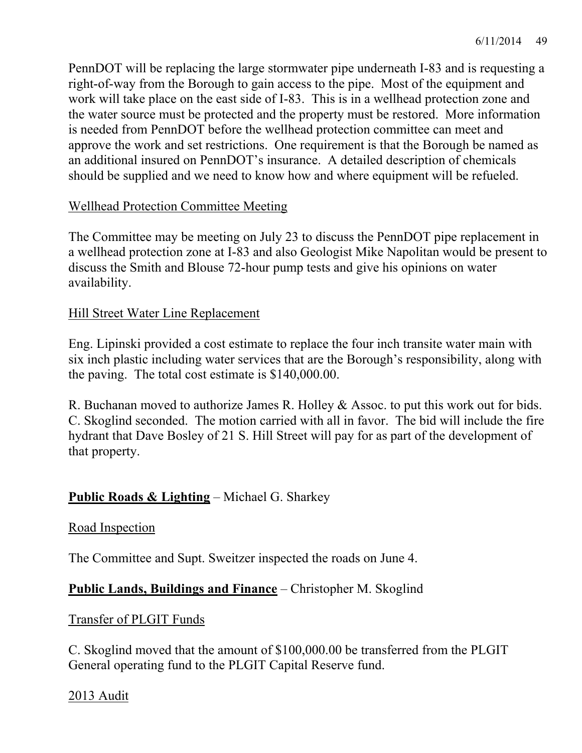PennDOT will be replacing the large stormwater pipe underneath I-83 and is requesting a right-of-way from the Borough to gain access to the pipe. Most of the equipment and work will take place on the east side of I-83. This is in a wellhead protection zone and the water source must be protected and the property must be restored. More information is needed from PennDOT before the wellhead protection committee can meet and approve the work and set restrictions. One requirement is that the Borough be named as an additional insured on PennDOT's insurance. A detailed description of chemicals should be supplied and we need to know how and where equipment will be refueled.

<u>Wellhead Protection Committee Meeting</u>

The Committee may be meeting on July 23 to discuss the PennDOT pipe replacement in a wellhead protection zone at I-83 and also Geologist Mike Napolitan would be present to discuss the Smith and Blouse 72-hour pump tests and give his opinions on water availability.

<u>Hill Street Water Line Replacement</u>

Eng. Lipinski provided a cost estimate to replace the four inch transite water main with six inch plastic including water services that are the Borough's responsibility, along with the paving. The total cost estimate is $140,000.00.

R. Buchanan moved to authorize James R. Holley & Assoc. to put this work out for bids. C. Skoglind seconded. The motion carried with all in favor. The bid will include the fire hydrant that Dave Bosley of 21 S. Hill Street will pay for as part of the development of that property.

**<u>Public Roads & Lighting</u>** – Michael G. Sharkey

<u>Road Inspection</u>

The Committee and Supt. Sweitzer inspected the roads on June 4.

**<u>Public Lands, Buildings and Finance</u>** – Christopher M. Skoglind

<u>Transfer of PLGIT Funds</u>

C. Skoglind moved that the amount of $100,000.00 be transferred from the PLGIT General operating fund to the PLGIT Capital Reserve fund.

<u>2013 Audit</u>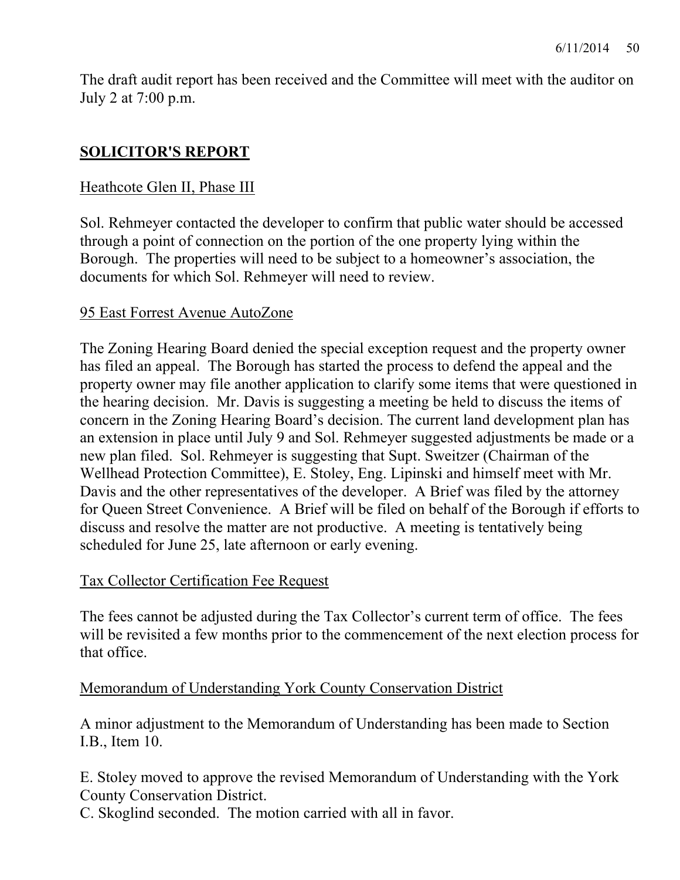The draft audit report has been received and the Committee will meet with the auditor on July 2 at 7:00 p.m.

## SOLICITOR'S REPORT

### Heathcote Glen II, Phase III

Sol. Rehmeyer contacted the developer to confirm that public water should be accessed through a point of connection on the portion of the one property lying within the Borough. The properties will need to be subject to a homeowner's association, the documents for which Sol. Rehmeyer will need to review.

### 95 East Forrest Avenue AutoZone

The Zoning Hearing Board denied the special exception request and the property owner has filed an appeal. The Borough has started the process to defend the appeal and the property owner may file another application to clarify some items that were questioned in the hearing decision. Mr. Davis is suggesting a meeting be held to discuss the items of concern in the Zoning Hearing Board's decision. The current land development plan has an extension in place until July 9 and Sol. Rehmeyer suggested adjustments be made or a new plan filed. Sol. Rehmeyer is suggesting that Supt. Sweitzer (Chairman of the Wellhead Protection Committee), E. Stoley, Eng. Lipinski and himself meet with Mr. Davis and the other representatives of the developer. A Brief was filed by the attorney for Queen Street Convenience. A Brief will be filed on behalf of the Borough if efforts to discuss and resolve the matter are not productive. A meeting is tentatively being scheduled for June 25, late afternoon or early evening.

### Tax Collector Certification Fee Request

The fees cannot be adjusted during the Tax Collector's current term of office. The fees will be revisited a few months prior to the commencement of the next election process for that office.

### Memorandum of Understanding York County Conservation District

A minor adjustment to the Memorandum of Understanding has been made to Section I.B., Item 10.

E. Stoley moved to approve the revised Memorandum of Understanding with the York County Conservation District.
C. Skoglind seconded. The motion carried with all in favor.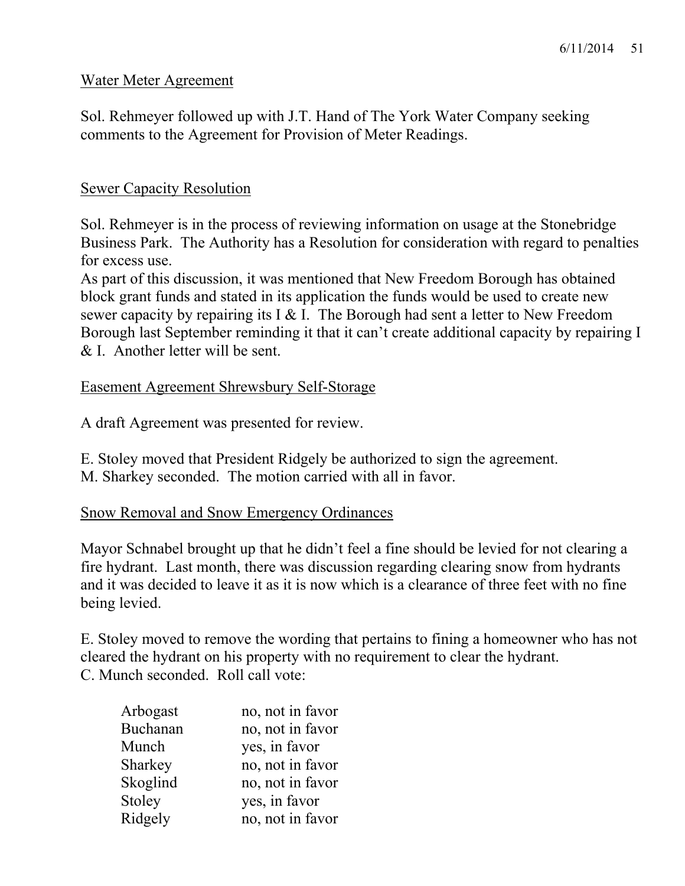Water Meter Agreement

Sol. Rehmeyer followed up with J.T. Hand of The York Water Company seeking comments to the Agreement for Provision of Meter Readings.

Sewer Capacity Resolution

Sol. Rehmeyer is in the process of reviewing information on usage at the Stonebridge Business Park. The Authority has a Resolution for consideration with regard to penalties for excess use.
As part of this discussion, it was mentioned that New Freedom Borough has obtained block grant funds and stated in its application the funds would be used to create new sewer capacity by repairing its I & I. The Borough had sent a letter to New Freedom Borough last September reminding it that it can't create additional capacity by repairing I & I. Another letter will be sent.

Easement Agreement Shrewsbury Self-Storage

A draft Agreement was presented for review.

E. Stoley moved that President Ridgely be authorized to sign the agreement.
M. Sharkey seconded. The motion carried with all in favor.

Snow Removal and Snow Emergency Ordinances

Mayor Schnabel brought up that he didn't feel a fine should be levied for not clearing a fire hydrant. Last month, there was discussion regarding clearing snow from hydrants and it was decided to leave it as it is now which is a clearance of three feet with no fine being levied.

E. Stoley moved to remove the wording that pertains to fining a homeowner who has not cleared the hydrant on his property with no requirement to clear the hydrant.
C. Munch seconded. Roll call vote:

| | |
|---|---|
| Arbogast | no, not in favor |
| Buchanan | no, not in favor |
| Munch | yes, in favor |
| Sharkey | no, not in favor |
| Skoglind | no, not in favor |
| Stoley | yes, in favor |
| Ridgely | no, not in favor |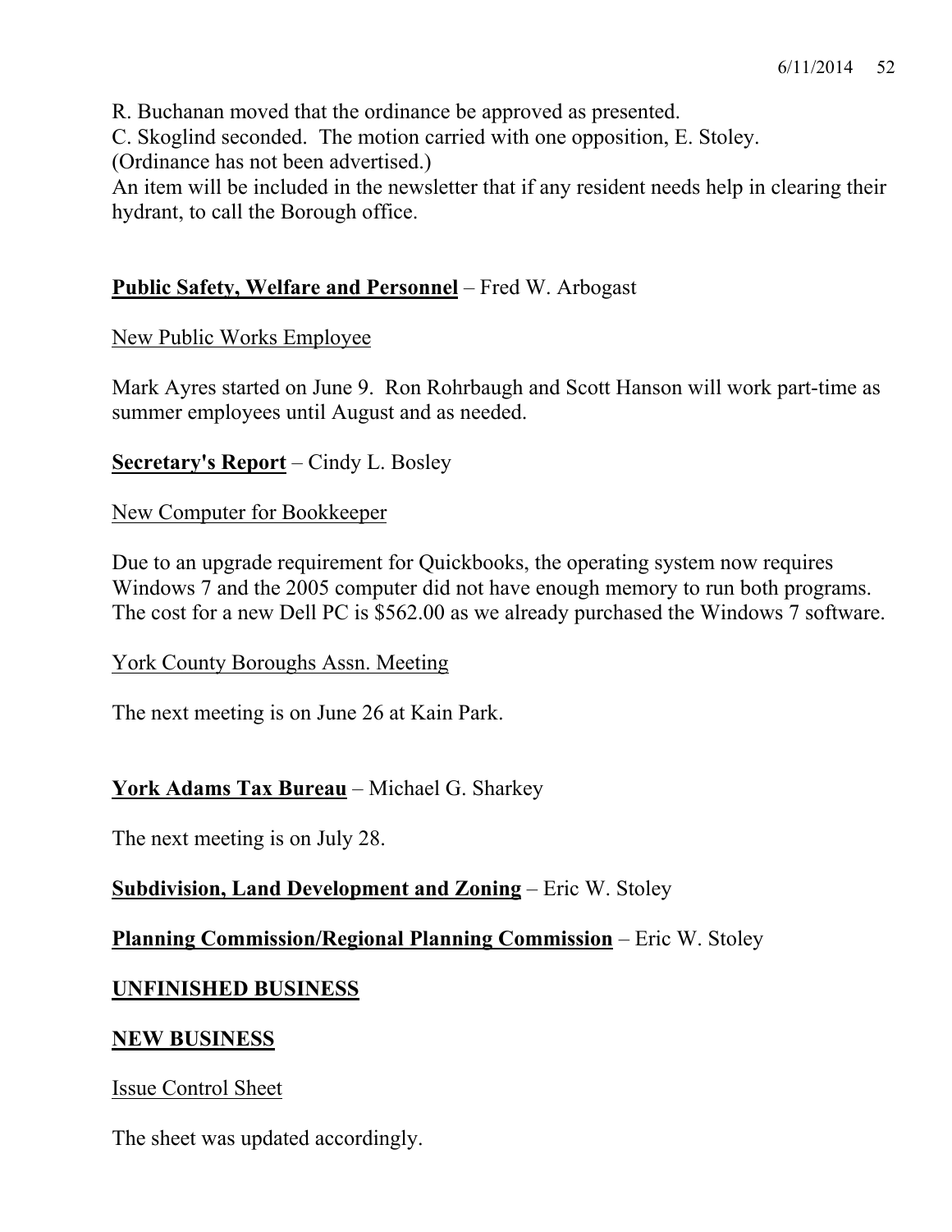R. Buchanan moved that the ordinance be approved as presented.
C. Skoglind seconded. The motion carried with one opposition, E. Stoley.
(Ordinance has not been advertised.)
An item will be included in the newsletter that if any resident needs help in clearing their hydrant, to call the Borough office.

**Public Safety, Welfare and Personnel** – Fred W. Arbogast

New Public Works Employee

Mark Ayres started on June 9. Ron Rohrbaugh and Scott Hanson will work part-time as summer employees until August and as needed.

**Secretary's Report** – Cindy L. Bosley

New Computer for Bookkeeper

Due to an upgrade requirement for Quickbooks, the operating system now requires Windows 7 and the 2005 computer did not have enough memory to run both programs. The cost for a new Dell PC is $562.00 as we already purchased the Windows 7 software.

York County Boroughs Assn. Meeting

The next meeting is on June 26 at Kain Park.

**York Adams Tax Bureau** – Michael G. Sharkey

The next meeting is on July 28.

**Subdivision, Land Development and Zoning** – Eric W. Stoley

**Planning Commission/Regional Planning Commission** – Eric W. Stoley

**UNFINISHED BUSINESS**

**NEW BUSINESS**

Issue Control Sheet

The sheet was updated accordingly.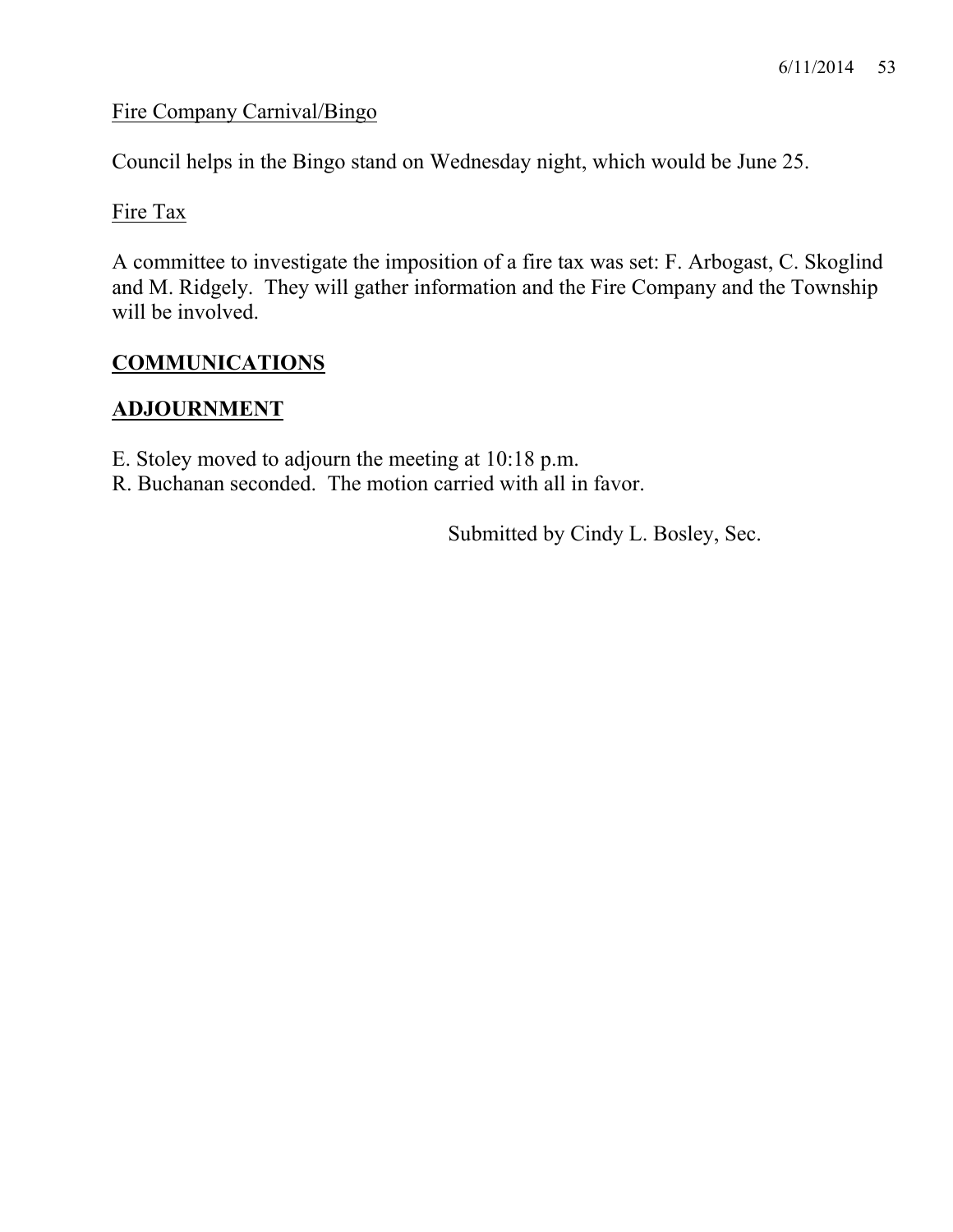Fire Company Carnival/Bingo

Council helps in the Bingo stand on Wednesday night, which would be June 25.

Fire Tax

A committee to investigate the imposition of a fire tax was set: F. Arbogast, C. Skoglind and M. Ridgely. They will gather information and the Fire Company and the Township will be involved.

## COMMUNICATIONS

## ADJOURNMENT

E. Stoley moved to adjourn the meeting at 10:18 p.m.
R. Buchanan seconded. The motion carried with all in favor.

Submitted by Cindy L. Bosley, Sec.